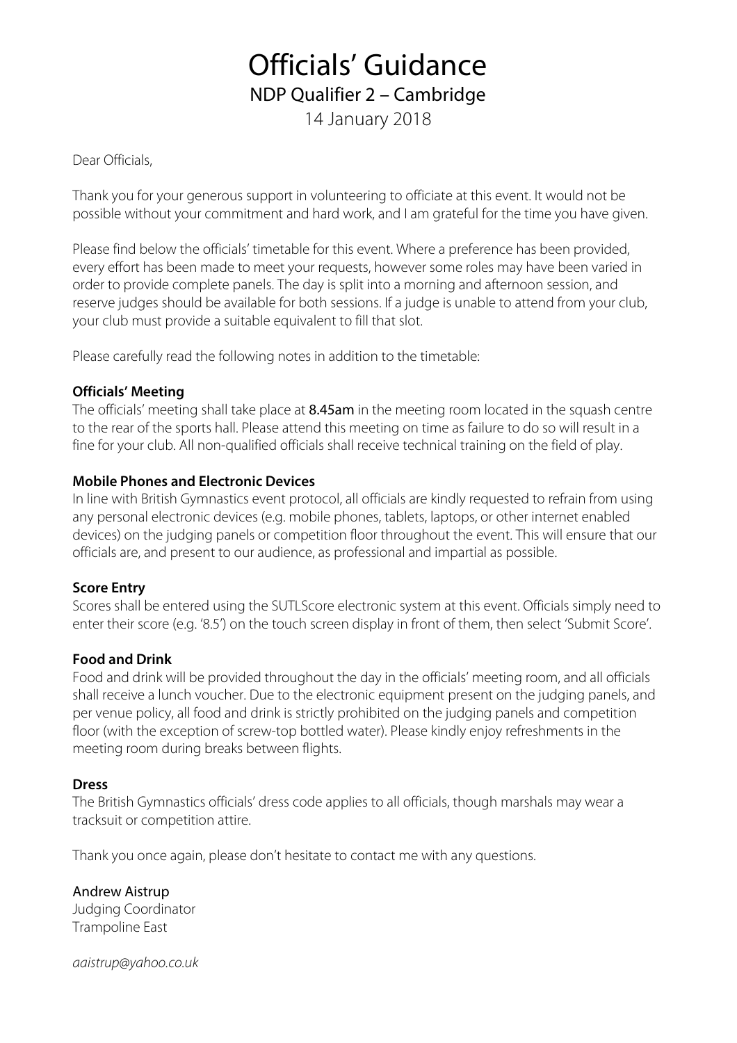# Officials' Guidance

## NDP Qualifier 2 – Cambridge

14 January 2018

Dear Officials,

Thank you for your generous support in volunteering to officiate at this event. It would not be possible without your commitment and hard work, and I am grateful for the time you have given.

Please find below the officials' timetable for this event. Where a preference has been provided, every effort has been made to meet your requests, however some roles may have been varied in order to provide complete panels. The day is split into a morning and afternoon session, and reserve judges should be available for both sessions. If a judge is unable to attend from your club, your club must provide a suitable equivalent to fill that slot.

Please carefully read the following notes in addition to the timetable:

**Officials' Meeting**
The officials' meeting shall take place at **8.45am** in the meeting room located in the squash centre to the rear of the sports hall. Please attend this meeting on time as failure to do so will result in a fine for your club. All non-qualified officials shall receive technical training on the field of play.

**Mobile Phones and Electronic Devices**
In line with British Gymnastics event protocol, all officials are kindly requested to refrain from using any personal electronic devices (e.g. mobile phones, tablets, laptops, or other internet enabled devices) on the judging panels or competition floor throughout the event. This will ensure that our officials are, and present to our audience, as professional and impartial as possible.

**Score Entry**
Scores shall be entered using the SUTLScore electronic system at this event. Officials simply need to enter their score (e.g. '8.5') on the touch screen display in front of them, then select 'Submit Score'.

**Food and Drink**
Food and drink will be provided throughout the day in the officials' meeting room, and all officials shall receive a lunch voucher. Due to the electronic equipment present on the judging panels, and per venue policy, all food and drink is strictly prohibited on the judging panels and competition floor (with the exception of screw-top bottled water). Please kindly enjoy refreshments in the meeting room during breaks between flights.

**Dress**
The British Gymnastics officials' dress code applies to all officials, though marshals may wear a tracksuit or competition attire.

Thank you once again, please don't hesitate to contact me with any questions.

Andrew Aistrup
Judging Coordinator
Trampoline East

*aaistrup@yahoo.co.uk*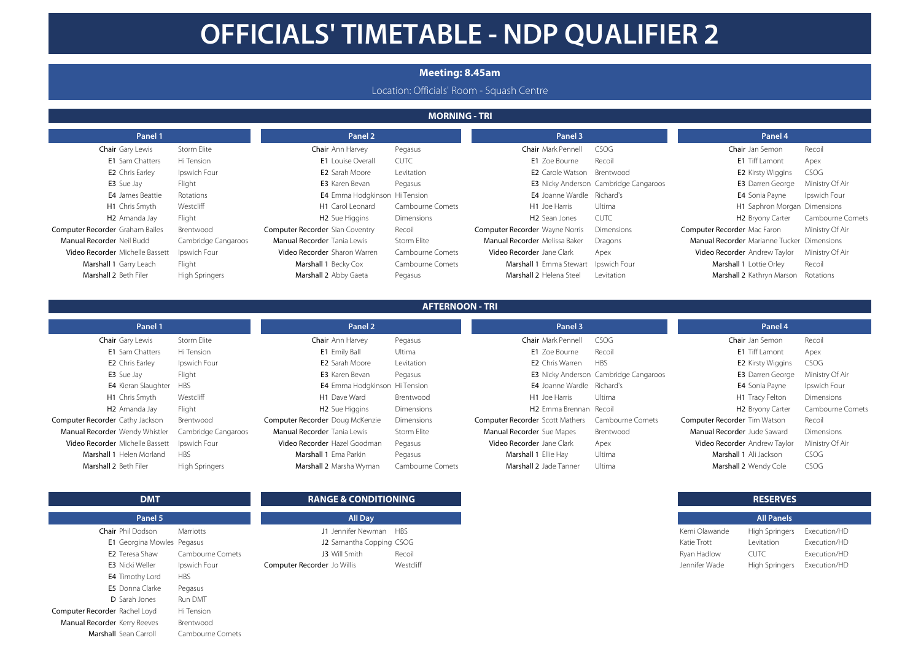# OFFICIALS' TIMETABLE - NDP QUALIFIER 2

**Meeting: 8.45am**

Location: Officials' Room - Squash Centre

## MORNING - TRI

### Panel 1

| | | |
|---|---|---|
| **Chair** | Gary Lewis | Storm Elite |
| **E1** | Sam Chatters | Hi Tension |
| **E2** | Chris Earley | Ipswich Four |
| **E3** | Sue Jay | Flight |
| **E4** | James Beattie | Rotations |
| **H1** | Chris Smyth | Westcliff |
| **H2** | Amanda Jay | Flight |
| **Computer Recorder** | Graham Bailes | Brentwood |
| **Manual Recorder** | Neil Budd | Cambridge Cangaroos |
| **Video Recorder** | Michelle Bassett | Ipswich Four |
| **Marshall 1** | Garry Leach | Flight |
| **Marshall 2** | Beth Filer | High Springers |

### Panel 2

| | | |
|---|---|---|
| **Chair** | Ann Harvey | Pegasus |
| **E1** | Louise Overall | CUTC |
| **E2** | Sarah Moore | Levitation |
| **E3** | Karen Bevan | Pegasus |
| **E4** | Emma Hodgkinson | Hi Tension |
| **H1** | Carol Leonard | Cambourne Comets |
| **H2** | Sue Higgins | Dimensions |
| **Computer Recorder** | Sian Coventry | Recoil |
| **Manual Recorder** | Tania Lewis | Storm Elite |
| **Video Recorder** | Sharon Warren | Cambourne Comets |
| **Marshall 1** | Becky Cox | Cambourne Comets |
| **Marshall 2** | Abby Gaeta | Pegasus |

### Panel 3

| | | |
|---|---|---|
| **Chair** | Mark Pennell | CSOG |
| **E1** | Zoe Bourne | Recoil |
| **E2** | Carole Watson | Brentwood |
| **E3** | Nicky Anderson | Cambridge Cangaroos |
| **E4** | Joanne Wardle | Richard's |
| **H1** | Joe Harris | Ultima |
| **H2** | Sean Jones | CUTC |
| **Computer Recorder** | Wayne Norris | Dimensions |
| **Manual Recorder** | Melissa Baker | Dragons |
| **Video Recorder** | Jane Clark | Apex |
| **Marshall 1** | Emma Stewart | Ipswich Four |
| **Marshall 2** | Helena Steel | Levitation |

### Panel 4

| | | |
|---|---|---|
| **Chair** | Jan Semon | Recoil |
| **E1** | Tiff Lamont | Apex |
| **E2** | Kirsty Wiggins | CSOG |
| **E3** | Darren George | Ministry Of Air |
| **E4** | Sonia Payne | Ipswich Four |
| **H1** | Saphron Morgan | Dimensions |
| **H2** | Bryony Carter | Cambourne Comets |
| **Computer Recorder** | Mac Faron | Ministry Of Air |
| **Manual Recorder** | Marianne Tucker | Dimensions |
| **Video Recorder** | Andrew Taylor | Ministry Of Air |
| **Marshall 1** | Lottie Orley | Recoil |
| **Marshall 2** | Kathryn Marson | Rotations |

## AFTERNOON - TRI

### Panel 1

| | | |
|---|---|---|
| **Chair** | Gary Lewis | Storm Elite |
| **E1** | Sam Chatters | Hi Tension |
| **E2** | Chris Earley | Ipswich Four |
| **E3** | Sue Jay | Flight |
| **E4** | Kieran Slaughter | HBS |
| **H1** | Chris Smyth | Westcliff |
| **H2** | Amanda Jay | Flight |
| **Computer Recorder** | Cathy Jackson | Brentwood |
| **Manual Recorder** | Wendy Whistler | Cambridge Cangaroos |
| **Video Recorder** | Michelle Bassett | Ipswich Four |
| **Marshall 1** | Helen Morland | HBS |
| **Marshall 2** | Beth Filer | High Springers |

### Panel 2

| | | |
|---|---|---|
| **Chair** | Ann Harvey | Pegasus |
| **E1** | Emily Ball | Ultima |
| **E2** | Sarah Moore | Levitation |
| **E3** | Karen Bevan | Pegasus |
| **E4** | Emma Hodgkinson | Hi Tension |
| **H1** | Dave Ward | Brentwood |
| **H2** | Sue Higgins | Dimensions |
| **Computer Recorder** | Doug McKenzie | Dimensions |
| **Manual Recorder** | Tania Lewis | Storm Elite |
| **Video Recorder** | Hazel Goodman | Pegasus |
| **Marshall 1** | Ema Parkin | Pegasus |
| **Marshall 2** | Marsha Wyman | Cambourne Comets |

### Panel 3

| | | |
|---|---|---|
| **Chair** | Mark Pennell | CSOG |
| **E1** | Zoe Bourne | Recoil |
| **E2** | Chris Warren | HBS |
| **E3** | Nicky Anderson | Cambridge Cangaroos |
| **E4** | Joanne Wardle | Richard's |
| **H1** | Joe Harris | Ultima |
| **H2** | Emma Brennan | Recoil |
| **Computer Recorder** | Scott Mathers | Cambourne Comets |
| **Manual Recorder** | Sue Mapes | Brentwood |
| **Video Recorder** | Jane Clark | Apex |
| **Marshall 1** | Ellie Hay | Ultima |
| **Marshall 2** | Jade Tanner | Ultima |

### Panel 4

| | | |
|---|---|---|
| **Chair** | Jan Semon | Recoil |
| **E1** | Tiff Lamont | Apex |
| **E2** | Kirsty Wiggins | CSOG |
| **E3** | Darren George | Ministry Of Air |
| **E4** | Sonia Payne | Ipswich Four |
| **H1** | Tracy Felton | Dimensions |
| **H2** | Bryony Carter | Cambourne Comets |
| **Computer Recorder** | Tim Watson | Recoil |
| **Manual Recorder** | Jude Saward | Dimensions |
| **Video Recorder** | Andrew Taylor | Ministry Of Air |
| **Marshall 1** | Ali Jackson | CSOG |
| **Marshall 2** | Wendy Cole | CSOG |

## DMT

### Panel 5

| | | |
|---|---|---|
| **Chair** | Phil Dodson | Marriotts |
| **E1** | Georgina Mowles | Pegasus |
| **E2** | Teresa Shaw | Cambourne Comets |
| **E3** | Nicki Weller | Ipswich Four |
| **E4** | Timothy Lord | HBS |
| **E5** | Donna Clarke | Pegasus |
| **D** | Sarah Jones | Run DMT |
| **Computer Recorder** | Rachel Loyd | Hi Tension |
| **Manual Recorder** | Kerry Reeves | Brentwood |
| **Marshall** | Sean Carroll | Cambourne Comets |

## RANGE & CONDITIONING

### All Day

| | | |
|---|---|---|
| **J1** | Jennifer Newman | HBS |
| **J2** | Samantha Copping | CSOG |
| **J3** | Will Smith | Recoil |
| **Computer Recorder** | Jo Willis | Westcliff |

## RESERVES

### All Panels

| | | |
|---|---|---|
| Kemi Olawande | High Springers | Execution/HD |
| Katie Trott | Levitation | Execution/HD |
| Ryan Hadlow | CUTC | Execution/HD |
| Jennifer Wade | High Springers | Execution/HD |